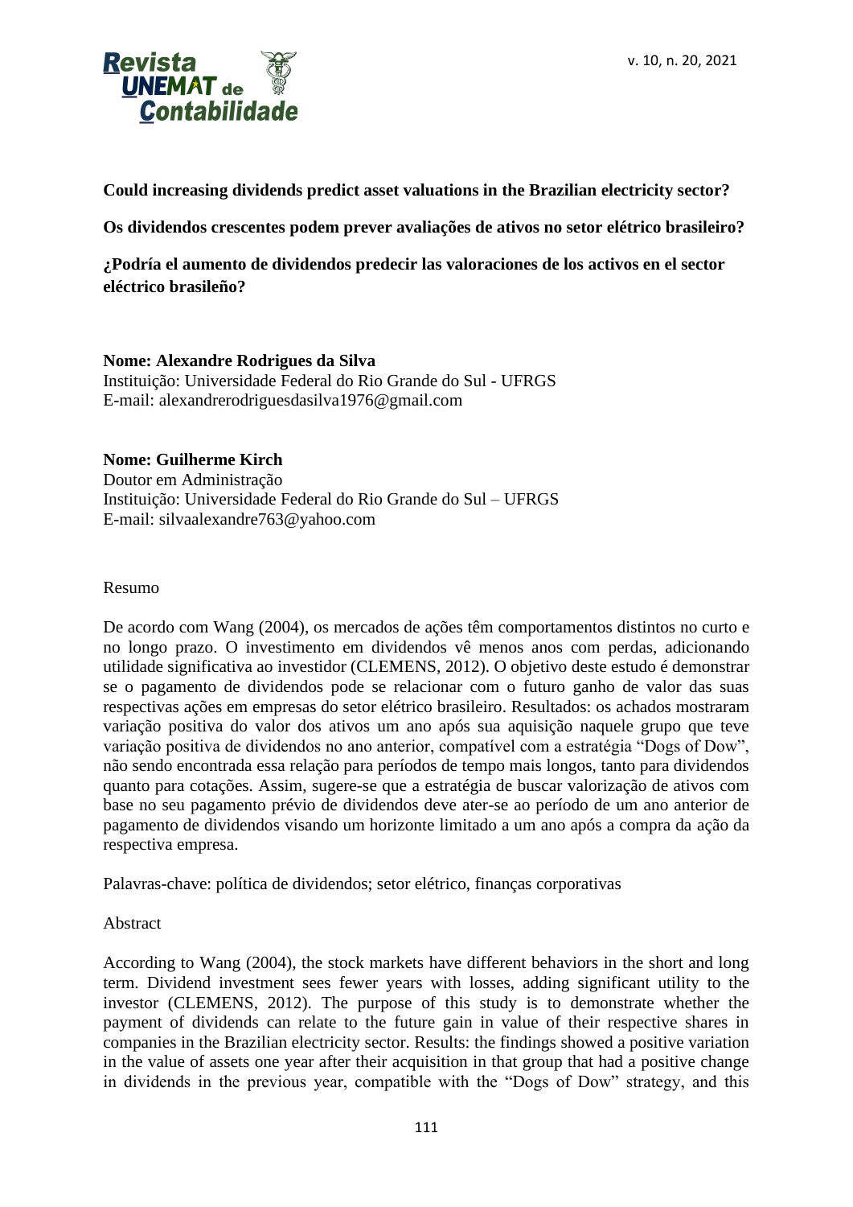**Could increasing dividends predict asset valuations in the Brazilian electricity sector?**

**Os dividendos crescentes podem prever avaliações de ativos no setor elétrico brasileiro?**

**¿Podría el aumento de dividendos predecir las valoraciones de los activos en el sector eléctrico brasileño?**

**Nome: Alexandre Rodrigues da Silva**
Instituição: Universidade Federal do Rio Grande do Sul - UFRGS
E-mail: alexandrerodriguesdasilva1976@gmail.com

**Nome: Guilherme Kirch**
Doutor em Administração
Instituição: Universidade Federal do Rio Grande do Sul – UFRGS
E-mail: silvaalexandre763@yahoo.com

Resumo

De acordo com Wang (2004), os mercados de ações têm comportamentos distintos no curto e no longo prazo. O investimento em dividendos vê menos anos com perdas, adicionando utilidade significativa ao investidor (CLEMENS, 2012). O objetivo deste estudo é demonstrar se o pagamento de dividendos pode se relacionar com o futuro ganho de valor das suas respectivas ações em empresas do setor elétrico brasileiro. Resultados: os achados mostraram variação positiva do valor dos ativos um ano após sua aquisição naquele grupo que teve variação positiva de dividendos no ano anterior, compatível com a estratégia "Dogs of Dow", não sendo encontrada essa relação para períodos de tempo mais longos, tanto para dividendos quanto para cotações. Assim, sugere-se que a estratégia de buscar valorização de ativos com base no seu pagamento prévio de dividendos deve ater-se ao período de um ano anterior de pagamento de dividendos visando um horizonte limitado a um ano após a compra da ação da respectiva empresa.

Palavras-chave: política de dividendos; setor elétrico, finanças corporativas

Abstract

According to Wang (2004), the stock markets have different behaviors in the short and long term. Dividend investment sees fewer years with losses, adding significant utility to the investor (CLEMENS, 2012). The purpose of this study is to demonstrate whether the payment of dividends can relate to the future gain in value of their respective shares in companies in the Brazilian electricity sector. Results: the findings showed a positive variation in the value of assets one year after their acquisition in that group that had a positive change in dividends in the previous year, compatible with the "Dogs of Dow" strategy, and this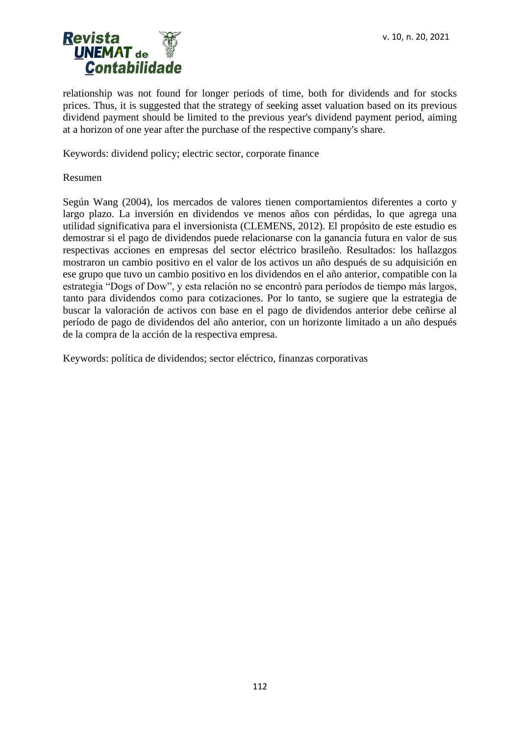relationship was not found for longer periods of time, both for dividends and for stocks prices. Thus, it is suggested that the strategy of seeking asset valuation based on its previous dividend payment should be limited to the previous year's dividend payment period, aiming at a horizon of one year after the purchase of the respective company's share.

Keywords: dividend policy; electric sector, corporate finance

Resumen

Según Wang (2004), los mercados de valores tienen comportamientos diferentes a corto y largo plazo. La inversión en dividendos ve menos años con pérdidas, lo que agrega una utilidad significativa para el inversionista (CLEMENS, 2012). El propósito de este estudio es demostrar si el pago de dividendos puede relacionarse con la ganancia futura en valor de sus respectivas acciones en empresas del sector eléctrico brasileño. Resultados: los hallazgos mostraron un cambio positivo en el valor de los activos un año después de su adquisición en ese grupo que tuvo un cambio positivo en los dividendos en el año anterior, compatible con la estrategia "Dogs of Dow", y esta relación no se encontró para períodos de tiempo más largos, tanto para dividendos como para cotizaciones. Por lo tanto, se sugiere que la estrategia de buscar la valoración de activos con base en el pago de dividendos anterior debe ceñirse al período de pago de dividendos del año anterior, con un horizonte limitado a un año después de la compra de la acción de la respectiva empresa.

Keywords: política de dividendos; sector eléctrico, finanzas corporativas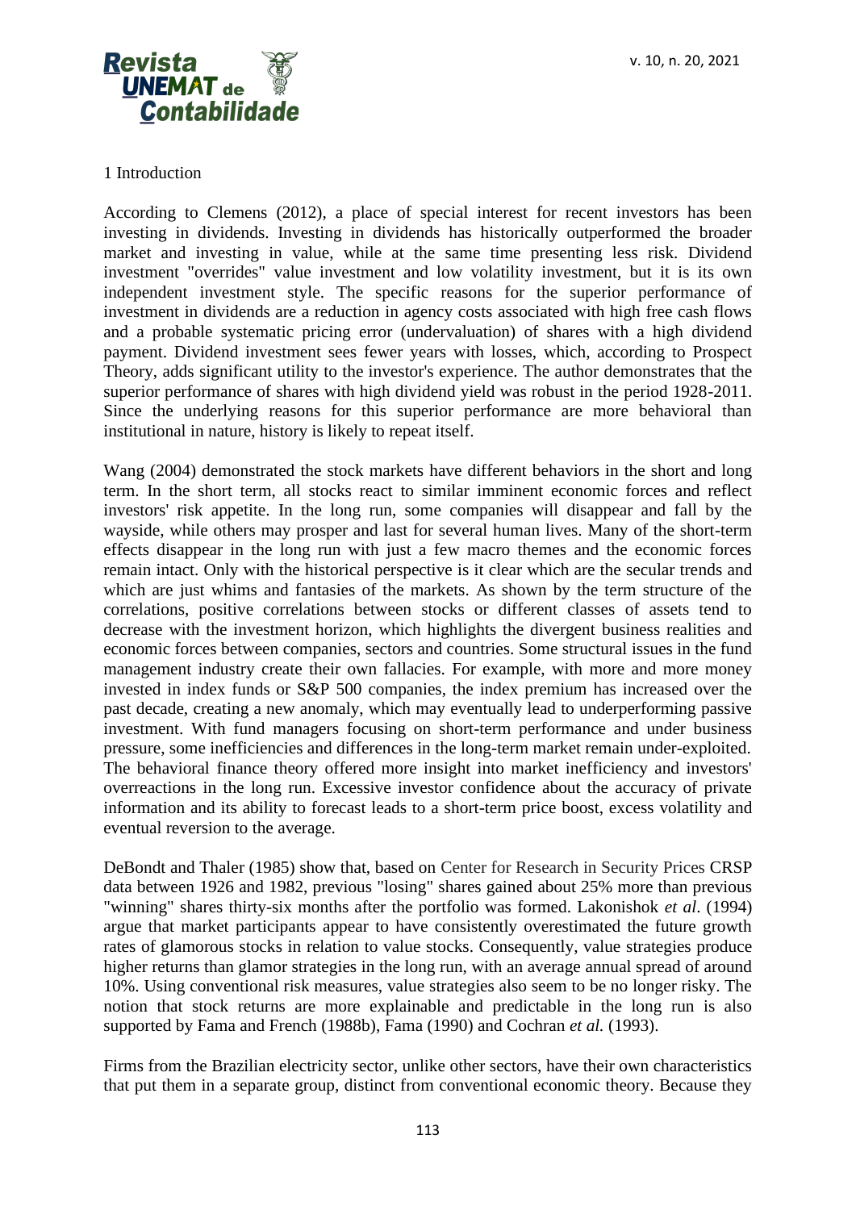# 1 Introduction

According to Clemens (2012), a place of special interest for recent investors has been investing in dividends. Investing in dividends has historically outperformed the broader market and investing in value, while at the same time presenting less risk. Dividend investment "overrides" value investment and low volatility investment, but it is its own independent investment style. The specific reasons for the superior performance of investment in dividends are a reduction in agency costs associated with high free cash flows and a probable systematic pricing error (undervaluation) of shares with a high dividend payment. Dividend investment sees fewer years with losses, which, according to Prospect Theory, adds significant utility to the investor's experience. The author demonstrates that the superior performance of shares with high dividend yield was robust in the period 1928-2011. Since the underlying reasons for this superior performance are more behavioral than institutional in nature, history is likely to repeat itself.

Wang (2004) demonstrated the stock markets have different behaviors in the short and long term. In the short term, all stocks react to similar imminent economic forces and reflect investors' risk appetite. In the long run, some companies will disappear and fall by the wayside, while others may prosper and last for several human lives. Many of the short-term effects disappear in the long run with just a few macro themes and the economic forces remain intact. Only with the historical perspective is it clear which are the secular trends and which are just whims and fantasies of the markets. As shown by the term structure of the correlations, positive correlations between stocks or different classes of assets tend to decrease with the investment horizon, which highlights the divergent business realities and economic forces between companies, sectors and countries. Some structural issues in the fund management industry create their own fallacies. For example, with more and more money invested in index funds or S&P 500 companies, the index premium has increased over the past decade, creating a new anomaly, which may eventually lead to underperforming passive investment. With fund managers focusing on short-term performance and under business pressure, some inefficiencies and differences in the long-term market remain under-exploited. The behavioral finance theory offered more insight into market inefficiency and investors' overreactions in the long run. Excessive investor confidence about the accuracy of private information and its ability to forecast leads to a short-term price boost, excess volatility and eventual reversion to the average.

DeBondt and Thaler (1985) show that, based on Center for Research in Security Prices CRSP data between 1926 and 1982, previous "losing" shares gained about 25% more than previous "winning" shares thirty-six months after the portfolio was formed. Lakonishok *et al*. (1994) argue that market participants appear to have consistently overestimated the future growth rates of glamorous stocks in relation to value stocks. Consequently, value strategies produce higher returns than glamor strategies in the long run, with an average annual spread of around 10%. Using conventional risk measures, value strategies also seem to be no longer risky. The notion that stock returns are more explainable and predictable in the long run is also supported by Fama and French (1988b), Fama (1990) and Cochran *et al.* (1993).

Firms from the Brazilian electricity sector, unlike other sectors, have their own characteristics that put them in a separate group, distinct from conventional economic theory. Because they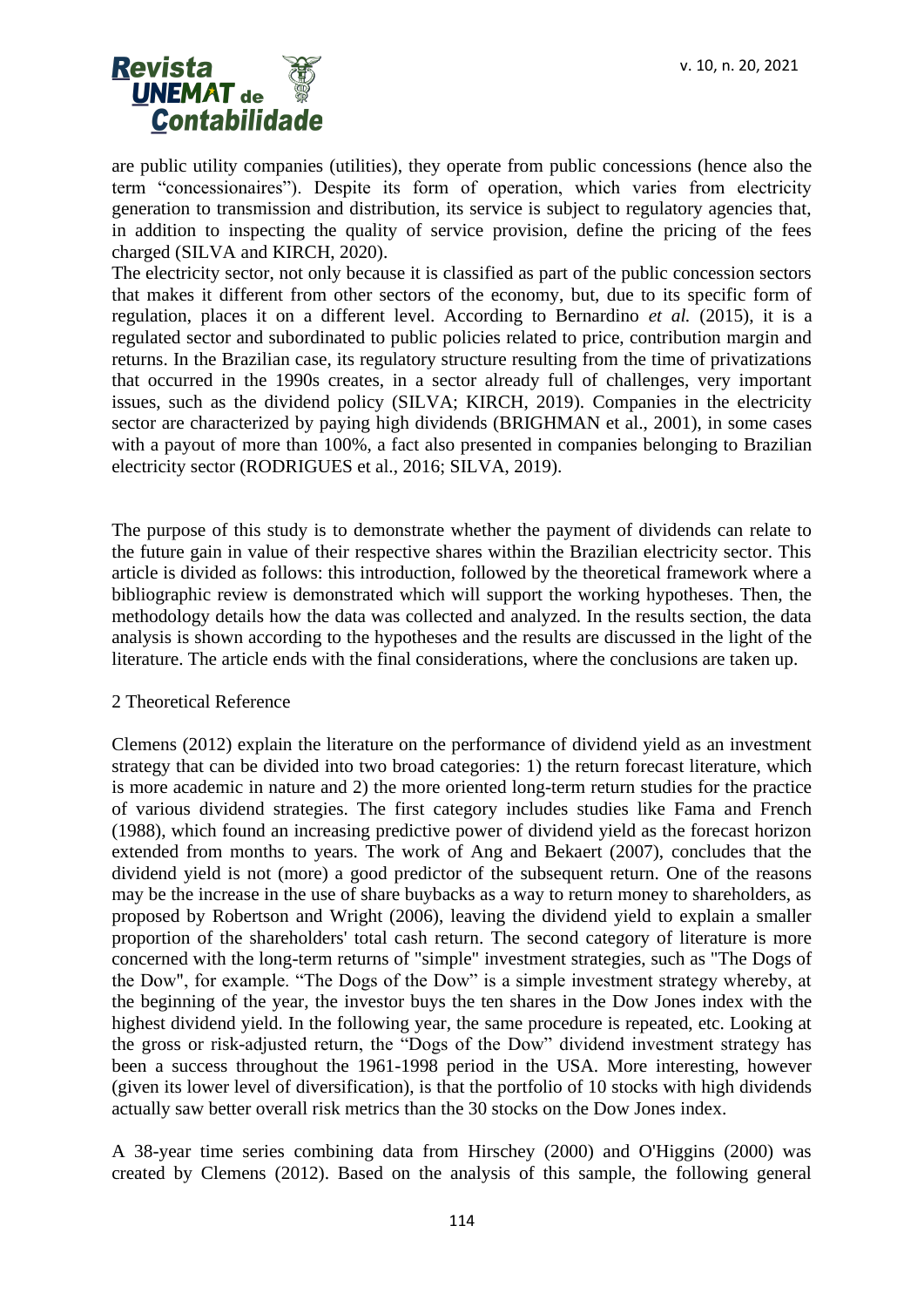are public utility companies (utilities), they operate from public concessions (hence also the term "concessionaires"). Despite its form of operation, which varies from electricity generation to transmission and distribution, its service is subject to regulatory agencies that, in addition to inspecting the quality of service provision, define the pricing of the fees charged (SILVA and KIRCH, 2020).

The electricity sector, not only because it is classified as part of the public concession sectors that makes it different from other sectors of the economy, but, due to its specific form of regulation, places it on a different level. According to Bernardino *et al.* (2015), it is a regulated sector and subordinated to public policies related to price, contribution margin and returns. In the Brazilian case, its regulatory structure resulting from the time of privatizations that occurred in the 1990s creates, in a sector already full of challenges, very important issues, such as the dividend policy (SILVA; KIRCH, 2019). Companies in the electricity sector are characterized by paying high dividends (BRIGHMAN et al., 2001), in some cases with a payout of more than 100%, a fact also presented in companies belonging to Brazilian electricity sector (RODRIGUES et al., 2016; SILVA, 2019).

The purpose of this study is to demonstrate whether the payment of dividends can relate to the future gain in value of their respective shares within the Brazilian electricity sector. This article is divided as follows: this introduction, followed by the theoretical framework where a bibliographic review is demonstrated which will support the working hypotheses. Then, the methodology details how the data was collected and analyzed. In the results section, the data analysis is shown according to the hypotheses and the results are discussed in the light of the literature. The article ends with the final considerations, where the conclusions are taken up.

## 2 Theoretical Reference

Clemens (2012) explain the literature on the performance of dividend yield as an investment strategy that can be divided into two broad categories: 1) the return forecast literature, which is more academic in nature and 2) the more oriented long-term return studies for the practice of various dividend strategies. The first category includes studies like Fama and French (1988), which found an increasing predictive power of dividend yield as the forecast horizon extended from months to years. The work of Ang and Bekaert (2007), concludes that the dividend yield is not (more) a good predictor of the subsequent return. One of the reasons may be the increase in the use of share buybacks as a way to return money to shareholders, as proposed by Robertson and Wright (2006), leaving the dividend yield to explain a smaller proportion of the shareholders' total cash return. The second category of literature is more concerned with the long-term returns of "simple" investment strategies, such as "The Dogs of the Dow", for example. "The Dogs of the Dow" is a simple investment strategy whereby, at the beginning of the year, the investor buys the ten shares in the Dow Jones index with the highest dividend yield. In the following year, the same procedure is repeated, etc. Looking at the gross or risk-adjusted return, the "Dogs of the Dow" dividend investment strategy has been a success throughout the 1961-1998 period in the USA. More interesting, however (given its lower level of diversification), is that the portfolio of 10 stocks with high dividends actually saw better overall risk metrics than the 30 stocks on the Dow Jones index.

A 38-year time series combining data from Hirschey (2000) and O'Higgins (2000) was created by Clemens (2012). Based on the analysis of this sample, the following general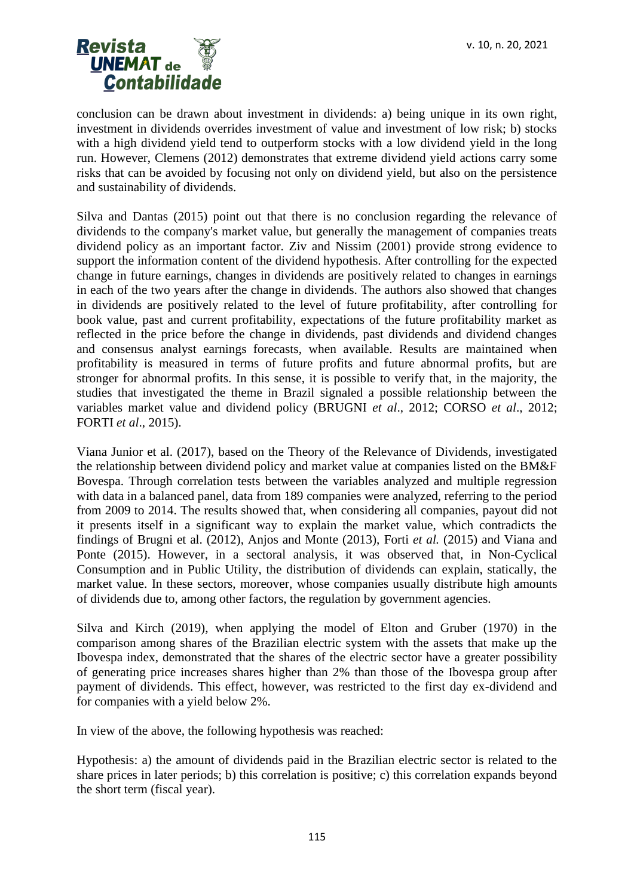conclusion can be drawn about investment in dividends: a) being unique in its own right, investment in dividends overrides investment of value and investment of low risk; b) stocks with a high dividend yield tend to outperform stocks with a low dividend yield in the long run. However, Clemens (2012) demonstrates that extreme dividend yield actions carry some risks that can be avoided by focusing not only on dividend yield, but also on the persistence and sustainability of dividends.

Silva and Dantas (2015) point out that there is no conclusion regarding the relevance of dividends to the company's market value, but generally the management of companies treats dividend policy as an important factor. Ziv and Nissim (2001) provide strong evidence to support the information content of the dividend hypothesis. After controlling for the expected change in future earnings, changes in dividends are positively related to changes in earnings in each of the two years after the change in dividends. The authors also showed that changes in dividends are positively related to the level of future profitability, after controlling for book value, past and current profitability, expectations of the future profitability market as reflected in the price before the change in dividends, past dividends and dividend changes and consensus analyst earnings forecasts, when available. Results are maintained when profitability is measured in terms of future profits and future abnormal profits, but are stronger for abnormal profits. In this sense, it is possible to verify that, in the majority, the studies that investigated the theme in Brazil signaled a possible relationship between the variables market value and dividend policy (BRUGNI *et al*., 2012; CORSO *et al*., 2012; FORTI *et al*., 2015).

Viana Junior et al. (2017), based on the Theory of the Relevance of Dividends, investigated the relationship between dividend policy and market value at companies listed on the BM&F Bovespa. Through correlation tests between the variables analyzed and multiple regression with data in a balanced panel, data from 189 companies were analyzed, referring to the period from 2009 to 2014. The results showed that, when considering all companies, payout did not it presents itself in a significant way to explain the market value, which contradicts the findings of Brugni et al. (2012), Anjos and Monte (2013), Forti *et al.* (2015) and Viana and Ponte (2015). However, in a sectoral analysis, it was observed that, in Non-Cyclical Consumption and in Public Utility, the distribution of dividends can explain, statically, the market value. In these sectors, moreover, whose companies usually distribute high amounts of dividends due to, among other factors, the regulation by government agencies.

Silva and Kirch (2019), when applying the model of Elton and Gruber (1970) in the comparison among shares of the Brazilian electric system with the assets that make up the Ibovespa index, demonstrated that the shares of the electric sector have a greater possibility of generating price increases shares higher than 2% than those of the Ibovespa group after payment of dividends. This effect, however, was restricted to the first day ex-dividend and for companies with a yield below 2%.

In view of the above, the following hypothesis was reached:

Hypothesis: a) the amount of dividends paid in the Brazilian electric sector is related to the share prices in later periods; b) this correlation is positive; c) this correlation expands beyond the short term (fiscal year).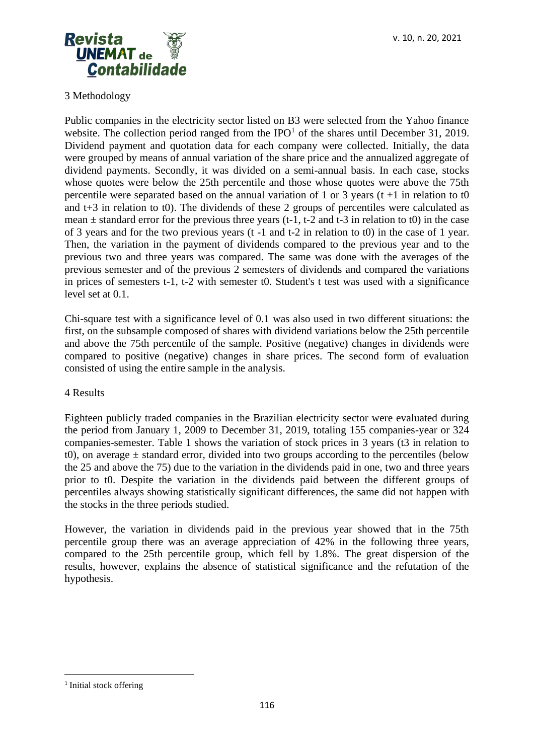## 3 Methodology

Public companies in the electricity sector listed on B3 were selected from the Yahoo finance website. The collection period ranged from the IPO[1] of the shares until December 31, 2019. Dividend payment and quotation data for each company were collected. Initially, the data were grouped by means of annual variation of the share price and the annualized aggregate of dividend payments. Secondly, it was divided on a semi-annual basis. In each case, stocks whose quotes were below the 25th percentile and those whose quotes were above the 75th percentile were separated based on the annual variation of 1 or 3 years (t +1 in relation to t0 and t+3 in relation to t0). The dividends of these 2 groups of percentiles were calculated as mean ± standard error for the previous three years (t-1, t-2 and t-3 in relation to t0) in the case of 3 years and for the two previous years (t -1 and t-2 in relation to t0) in the case of 1 year. Then, the variation in the payment of dividends compared to the previous year and to the previous two and three years was compared. The same was done with the averages of the previous semester and of the previous 2 semesters of dividends and compared the variations in prices of semesters t-1, t-2 with semester t0. Student's t test was used with a significance level set at 0.1.

Chi-square test with a significance level of 0.1 was also used in two different situations: the first, on the subsample composed of shares with dividend variations below the 25th percentile and above the 75th percentile of the sample. Positive (negative) changes in dividends were compared to positive (negative) changes in share prices. The second form of evaluation consisted of using the entire sample in the analysis.

## 4 Results

Eighteen publicly traded companies in the Brazilian electricity sector were evaluated during the period from January 1, 2009 to December 31, 2019, totaling 155 companies-year or 324 companies-semester. Table 1 shows the variation of stock prices in 3 years (t3 in relation to t0), on average ± standard error, divided into two groups according to the percentiles (below the 25 and above the 75) due to the variation in the dividends paid in one, two and three years prior to t0. Despite the variation in the dividends paid between the different groups of percentiles always showing statistically significant differences, the same did not happen with the stocks in the three periods studied.

However, the variation in dividends paid in the previous year showed that in the 75th percentile group there was an average appreciation of 42% in the following three years, compared to the 25th percentile group, which fell by 1.8%. The great dispersion of the results, however, explains the absence of statistical significance and the refutation of the hypothesis.

---

[1] Initial stock offering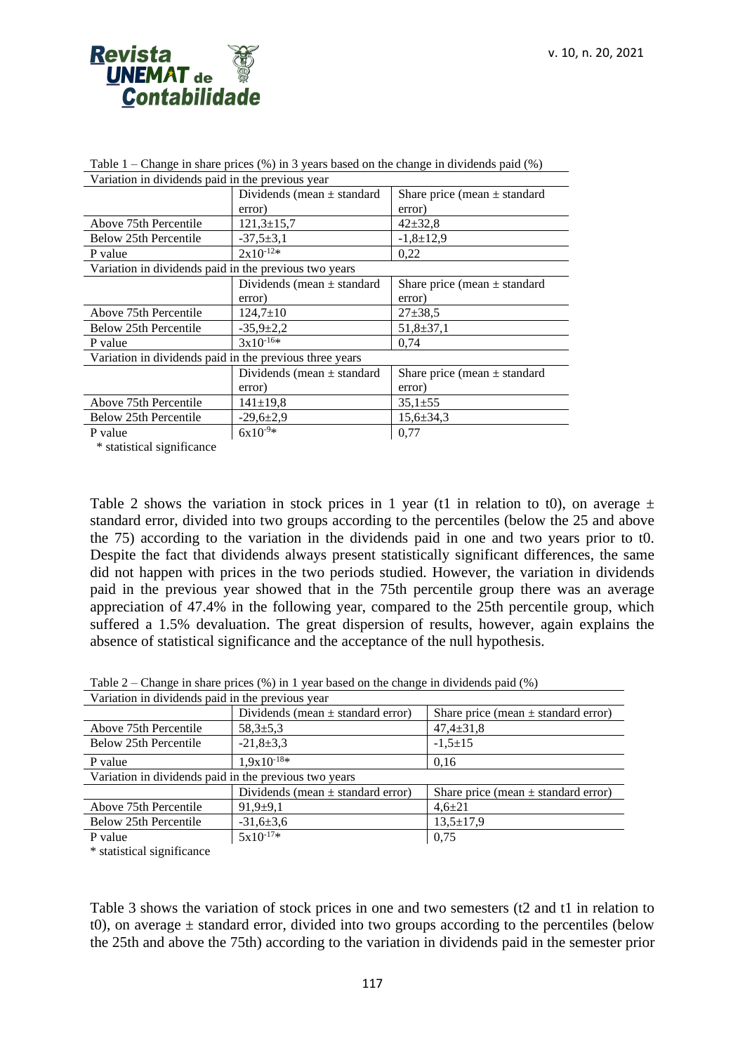Table 1 – Change in share prices (%) in 3 years based on the change in dividends paid (%)

| Variation in dividends paid in the previous year | | |
|---|---|---|
| | Dividends (mean ± standard error) | Share price (mean ± standard error) |
| Above 75th Percentile | 121,3±15,7 | 42±32,8 |
| Below 25th Percentile | -37,5±3,1 | -1,8±12,9 |
| P value | $2x10^{-12}$* | 0,22 |
| **Variation in dividends paid in the previous two years** | | |
| | Dividends (mean ± standard error) | Share price (mean ± standard error) |
| Above 75th Percentile | 124,7±10 | 27±38,5 |
| Below 25th Percentile | -35,9±2,2 | 51,8±37,1 |
| P value | $3x10^{-16}$* | 0,74 |
| **Variation in dividends paid in the previous three years** | | |
| | Dividends (mean ± standard error) | Share price (mean ± standard error) |
| Above 75th Percentile | 141±19,8 | 35,1±55 |
| Below 25th Percentile | -29,6±2,9 | 15,6±34,3 |
| P value | $6x10^{-9}$* | 0,77 |

\* statistical significance

Table 2 shows the variation in stock prices in 1 year (t1 in relation to t0), on average ± standard error, divided into two groups according to the percentiles (below the 25 and above the 75) according to the variation in the dividends paid in one and two years prior to t0. Despite the fact that dividends always present statistically significant differences, the same did not happen with prices in the two periods studied. However, the variation in dividends paid in the previous year showed that in the 75th percentile group there was an average appreciation of 47.4% in the following year, compared to the 25th percentile group, which suffered a 1.5% devaluation. The great dispersion of results, however, again explains the absence of statistical significance and the acceptance of the null hypothesis.

Table 2 – Change in share prices (%) in 1 year based on the change in dividends paid (%)

| Variation in dividends paid in the previous year | | |
|---|---|---|
| | Dividends (mean ± standard error) | Share price (mean ± standard error) |
| Above 75th Percentile | 58,3±5,3 | 47,4±31,8 |
| Below 25th Percentile | -21,8±3,3 | -1,5±15 |
| P value | $1,9x10^{-18}$* | 0,16 |
| **Variation in dividends paid in the previous two years** | | |
| | Dividends (mean ± standard error) | Share price (mean ± standard error) |
| Above 75th Percentile | 91,9±9,1 | 4,6±21 |
| Below 25th Percentile | -31,6±3,6 | 13,5±17,9 |
| P value | $5x10^{-17}$* | 0,75 |

\* statistical significance

Table 3 shows the variation of stock prices in one and two semesters (t2 and t1 in relation to t0), on average ± standard error, divided into two groups according to the percentiles (below the 25th and above the 75th) according to the variation in dividends paid in the semester prior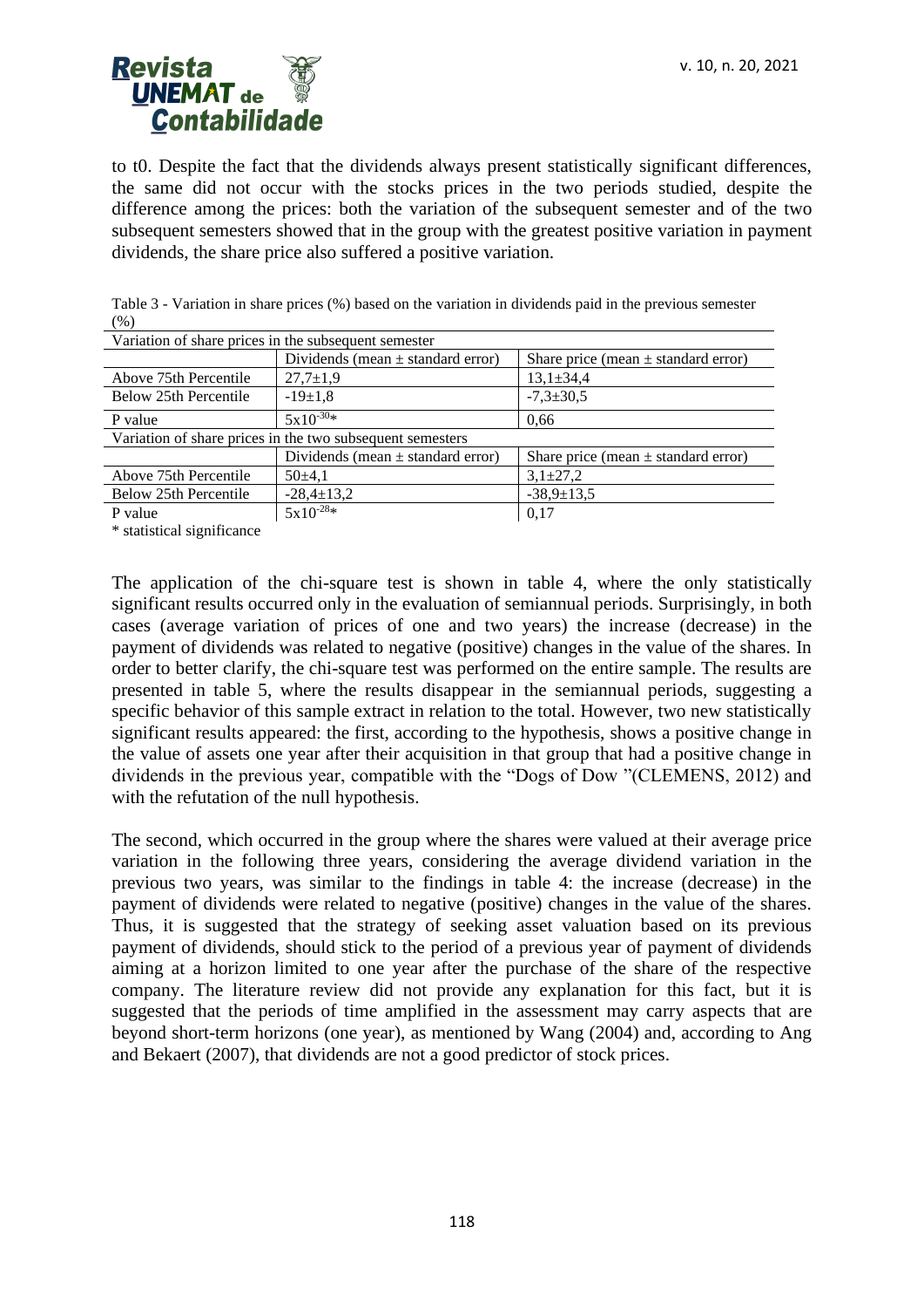to t0. Despite the fact that the dividends always present statistically significant differences, the same did not occur with the stocks prices in the two periods studied, despite the difference among the prices: both the variation of the subsequent semester and of the two subsequent semesters showed that in the group with the greatest positive variation in payment dividends, the share price also suffered a positive variation.

Table 3 - Variation in share prices (%) based on the variation in dividends paid in the previous semester (%)

| Variation of share prices in the subsequent semester | | |
|---|---|---|
| | Dividends (mean ± standard error) | Share price (mean ± standard error) |
| Above 75th Percentile | 27,7±1,9 | 13,1±34,4 |
| Below 25th Percentile | -19±1,8 | -7,3±30,5 |
| P value | $5x10^{-30}$* | 0,66 |
| Variation of share prices in the two subsequent semesters | | |
| | Dividends (mean ± standard error) | Share price (mean ± standard error) |
| Above 75th Percentile | 50±4,1 | 3,1±27,2 |
| Below 25th Percentile | -28,4±13,2 | -38,9±13,5 |
| P value | $5x10^{-28}$* | 0,17 |

\* statistical significance

The application of the chi-square test is shown in table 4, where the only statistically significant results occurred only in the evaluation of semiannual periods. Surprisingly, in both cases (average variation of prices of one and two years) the increase (decrease) in the payment of dividends was related to negative (positive) changes in the value of the shares. In order to better clarify, the chi-square test was performed on the entire sample. The results are presented in table 5, where the results disappear in the semiannual periods, suggesting a specific behavior of this sample extract in relation to the total. However, two new statistically significant results appeared: the first, according to the hypothesis, shows a positive change in the value of assets one year after their acquisition in that group that had a positive change in dividends in the previous year, compatible with the "Dogs of Dow "(CLEMENS, 2012) and with the refutation of the null hypothesis.

The second, which occurred in the group where the shares were valued at their average price variation in the following three years, considering the average dividend variation in the previous two years, was similar to the findings in table 4: the increase (decrease) in the payment of dividends were related to negative (positive) changes in the value of the shares. Thus, it is suggested that the strategy of seeking asset valuation based on its previous payment of dividends, should stick to the period of a previous year of payment of dividends aiming at a horizon limited to one year after the purchase of the share of the respective company. The literature review did not provide any explanation for this fact, but it is suggested that the periods of time amplified in the assessment may carry aspects that are beyond short-term horizons (one year), as mentioned by Wang (2004) and, according to Ang and Bekaert (2007), that dividends are not a good predictor of stock prices.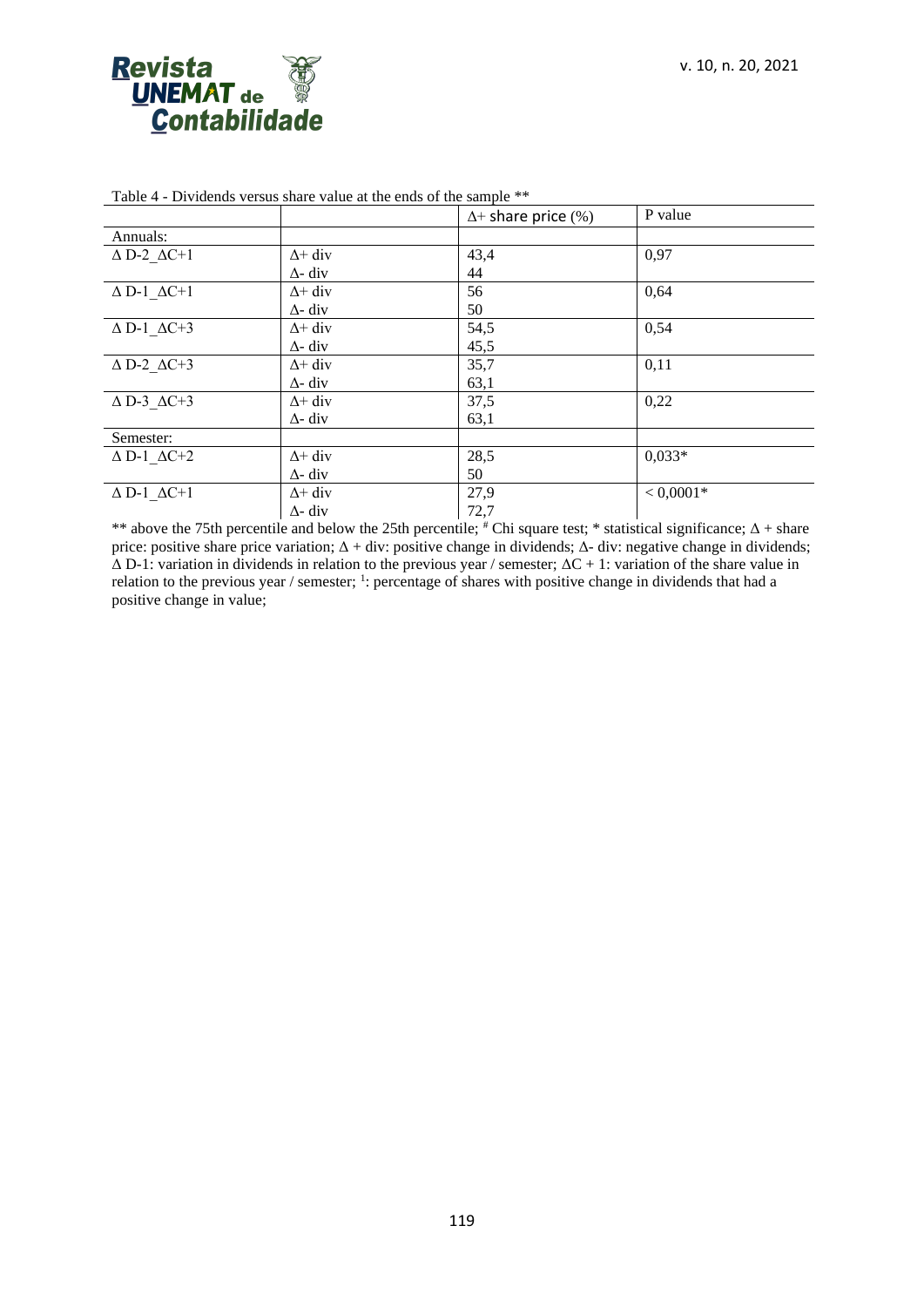Table 4 - Dividends versus share value at the ends of the sample **

| | | $\Delta$+ share price (%) | P value |
|---|---|---|---|
| Annuals: | | | |
| $\Delta$ D-2 _ $\Delta$C+1 | $\Delta$+ div | 43,4 | 0,97 |
| | $\Delta$- div | 44 | |
| $\Delta$ D-1 _ $\Delta$C+1 | $\Delta$+ div | 56 | 0,64 |
| | $\Delta$- div | 50 | |
| $\Delta$ D-1 _ $\Delta$C+3 | $\Delta$+ div | 54,5 | 0,54 |
| | $\Delta$- div | 45,5 | |
| $\Delta$ D-2 _ $\Delta$C+3 | $\Delta$+ div | 35,7 | 0,11 |
| | $\Delta$- div | 63,1 | |
| $\Delta$ D-3 _ $\Delta$C+3 | $\Delta$+ div | 37,5 | 0,22 |
| | $\Delta$- div | 63,1 | |
| Semester: | | | |
| $\Delta$ D-1 _ $\Delta$C+2 | $\Delta$+ div | 28,5 | 0,033* |
| | $\Delta$- div | 50 | |
| $\Delta$ D-1 _ $\Delta$C+1 | $\Delta$+ div | 27,9 | < 0,0001* |
| | $\Delta$- div | 72,7 | |

** above the 75th percentile and below the 25th percentile; [#] Chi square test; * statistical significance; $\Delta$ + share price: positive share price variation; $\Delta$ + div: positive change in dividends; $\Delta$- div: negative change in dividends; $\Delta$ D-1: variation in dividends in relation to the previous year / semester; $\Delta$C + 1: variation of the share value in relation to the previous year / semester; [1]: percentage of shares with positive change in dividends that had a positive change in value;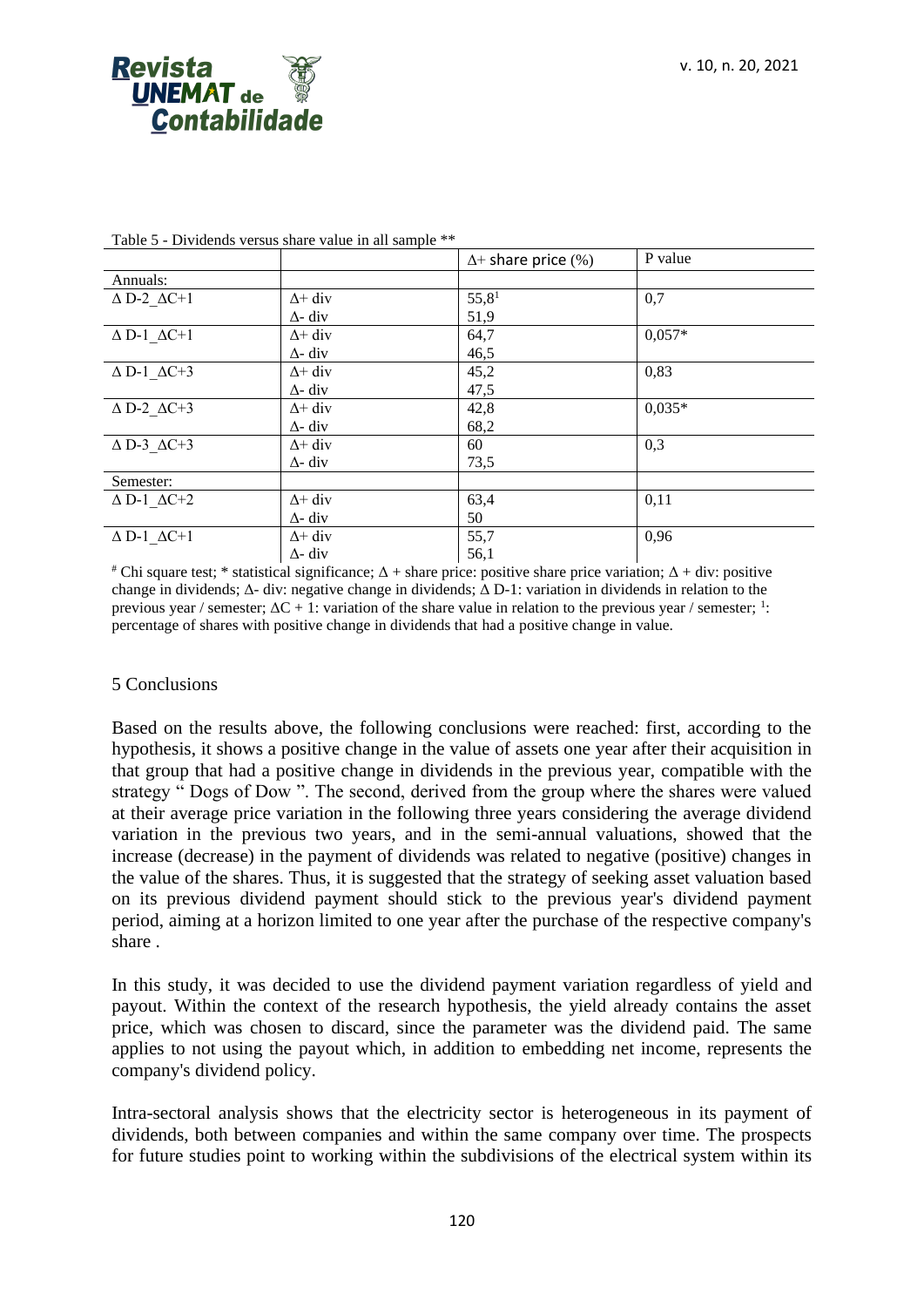Table 5 - Dividends versus share value in all sample **

| | | Δ+ share price (%) | P value |
|---|---|---|---|
| Annuals: | | | |
| Δ D-2_ΔC+1 | Δ+ div | 55,8[1] | 0,7 |
| | Δ- div | 51,9 | |
| Δ D-1_ΔC+1 | Δ+ div | 64,7 | 0,057* |
| | Δ- div | 46,5 | |
| Δ D-1_ΔC+3 | Δ+ div | 45,2 | 0,83 |
| | Δ- div | 47,5 | |
| Δ D-2_ΔC+3 | Δ+ div | 42,8 | 0,035* |
| | Δ- div | 68,2 | |
| Δ D-3_ΔC+3 | Δ+ div | 60 | 0,3 |
| | Δ- div | 73,5 | |
| Semester: | | | |
| Δ D-1_ΔC+2 | Δ+ div | 63,4 | 0,11 |
| | Δ- div | 50 | |
| Δ D-1_ΔC+1 | Δ+ div | 55,7 | 0,96 |
| | Δ- div | 56,1 | |

[#] Chi square test; * statistical significance; Δ + share price: positive share price variation; Δ + div: positive change in dividends; Δ- div: negative change in dividends; Δ D-1: variation in dividends in relation to the previous year / semester; ΔC + 1: variation of the share value in relation to the previous year / semester; [1]: percentage of shares with positive change in dividends that had a positive change in value.

## 5 Conclusions

Based on the results above, the following conclusions were reached: first, according to the hypothesis, it shows a positive change in the value of assets one year after their acquisition in that group that had a positive change in dividends in the previous year, compatible with the strategy " Dogs of Dow ". The second, derived from the group where the shares were valued at their average price variation in the following three years considering the average dividend variation in the previous two years, and in the semi-annual valuations, showed that the increase (decrease) in the payment of dividends was related to negative (positive) changes in the value of the shares. Thus, it is suggested that the strategy of seeking asset valuation based on its previous dividend payment should stick to the previous year's dividend payment period, aiming at a horizon limited to one year after the purchase of the respective company's share .

In this study, it was decided to use the dividend payment variation regardless of yield and payout. Within the context of the research hypothesis, the yield already contains the asset price, which was chosen to discard, since the parameter was the dividend paid. The same applies to not using the payout which, in addition to embedding net income, represents the company's dividend policy.

Intra-sectoral analysis shows that the electricity sector is heterogeneous in its payment of dividends, both between companies and within the same company over time. The prospects for future studies point to working within the subdivisions of the electrical system within its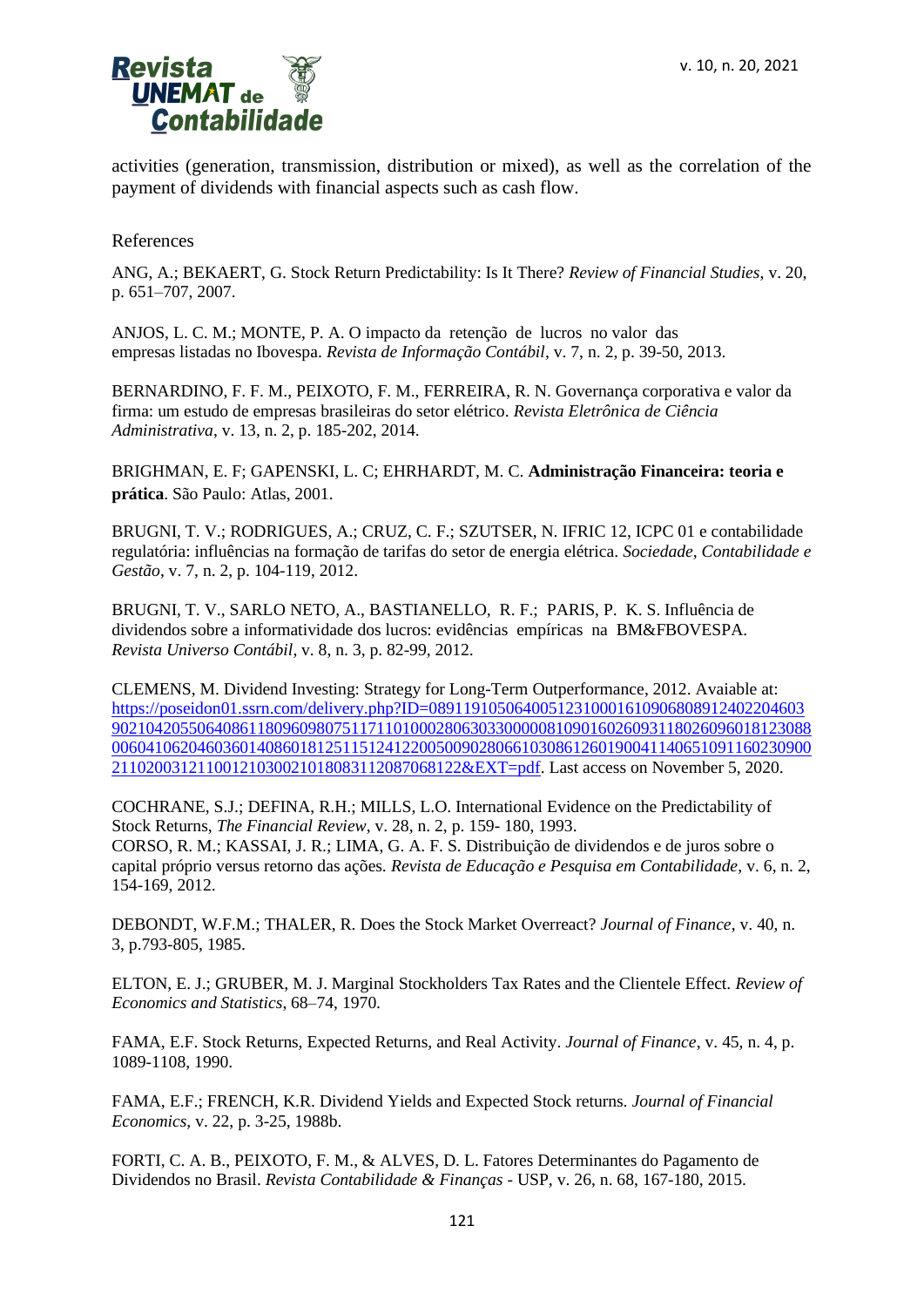activities (generation, transmission, distribution or mixed), as well as the correlation of the payment of dividends with financial aspects such as cash flow.

References

ANG, A.; BEKAERT, G. Stock Return Predictability: Is It There? *Review of Financial Studies*, v. 20, p. 651–707, 2007.

ANJOS, L. C. M.; MONTE, P. A. O impacto da retenção de lucros no valor das empresas listadas no Ibovespa. *Revista de Informação Contábil*, v. 7, n. 2, p. 39-50, 2013.

BERNARDINO, F. F. M., PEIXOTO, F. M., FERREIRA, R. N. Governança corporativa e valor da firma: um estudo de empresas brasileiras do setor elétrico. *Revista Eletrônica de Ciência Administrativa*, v. 13, n. 2, p. 185-202, 2014.

BRIGHMAN, E. F; GAPENSKI, L. C; EHRHARDT, M. C. **Administração Financeira: teoria e prática**. São Paulo: Atlas, 2001.

BRUGNI, T. V.; RODRIGUES, A.; CRUZ, C. F.; SZUTSER, N. IFRIC 12, ICPC 01 e contabilidade regulatória: influências na formação de tarifas do setor de energia elétrica. *Sociedade, Contabilidade e Gestão*, v. 7, n. 2, p. 104-119, 2012.

BRUGNI, T. V., SARLO NETO, A., BASTIANELLO, R. F.; PARIS, P. K. S. Influência de dividendos sobre a informatividade dos lucros: evidências empíricas na BM&FBOVESPA. *Revista Universo Contábil*, v. 8, n. 3, p. 82-99, 2012.

CLEMENS, M. Dividend Investing: Strategy for Long-Term Outperformance, 2012. Avaiable at: https://poseidon01.ssrn.com/delivery.php?ID=089119105064005123100016109068089124022046039021042055064086118096098075117110100028063033000008109016026093118026096018123088006041062046036014086018125115124122005009028066103086126019004114065109116023090021102003121100121030021018083112087068122&EXT=pdf. Last access on November 5, 2020.

COCHRANE, S.J.; DEFINA, R.H.; MILLS, L.O. International Evidence on the Predictability of Stock Returns, *The Financial Review*, v. 28, n. 2, p. 159- 180, 1993.
CORSO, R. M.; KASSAI, J. R.; LIMA, G. A. F. S. Distribuição de dividendos e de juros sobre o capital próprio versus retorno das ações. *Revista de Educação e Pesquisa em Contabilidade*, v. 6, n. 2, 154-169, 2012.

DEBONDT, W.F.M.; THALER, R. Does the Stock Market Overreact? *Journal of Finance*, v. 40, n. 3, p.793-805, 1985.

ELTON, E. J.; GRUBER, M. J. Marginal Stockholders Tax Rates and the Clientele Effect. *Review of Economics and Statistics*, 68–74, 1970.

FAMA, E.F. Stock Returns, Expected Returns, and Real Activity. *Journal of Finance*, v. 45, n. 4, p. 1089-1108, 1990.

FAMA, E.F.; FRENCH, K.R. Dividend Yields and Expected Stock returns. *Journal of Financial Economics*, v. 22, p. 3-25, 1988b.

FORTI, C. A. B., PEIXOTO, F. M., & ALVES, D. L. Fatores Determinantes do Pagamento de Dividendos no Brasil. *Revista Contabilidade & Finanças* - USP, v. 26, n. 68, 167-180, 2015.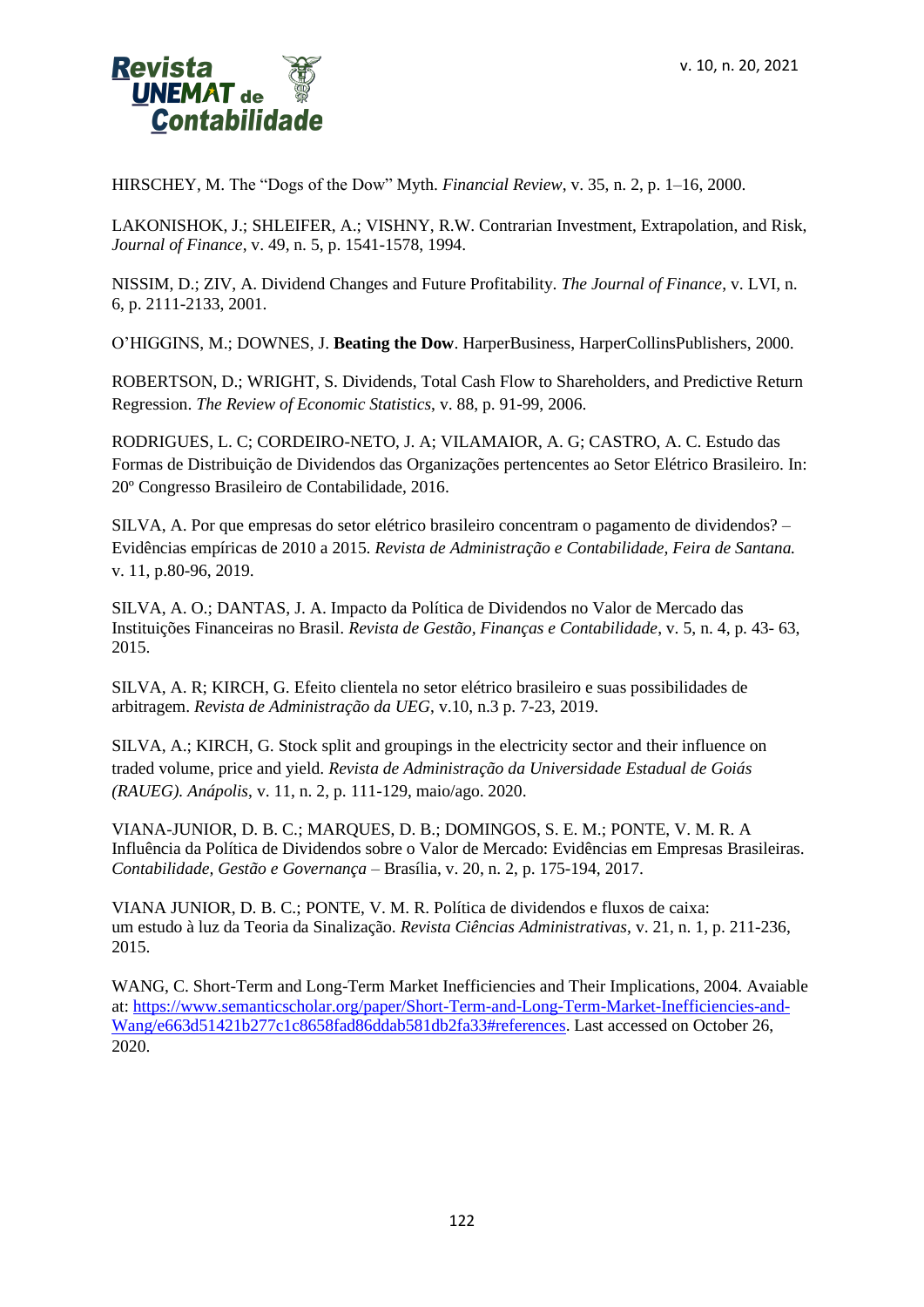HIRSCHEY, M. The “Dogs of the Dow” Myth. *Financial Review*, v. 35, n. 2, p. 1–16, 2000.

LAKONISHOK, J.; SHLEIFER, A.; VISHNY, R.W. Contrarian Investment, Extrapolation, and Risk, *Journal of Finance*, v. 49, n. 5, p. 1541-1578, 1994.

NISSIM, D.; ZIV, A. Dividend Changes and Future Profitability. *The Journal of Finance*, v. LVI, n. 6, p. 2111-2133, 2001.

O’HIGGINS, M.; DOWNES, J. **Beating the Dow**. HarperBusiness, HarperCollinsPublishers, 2000.

ROBERTSON, D.; WRIGHT, S. Dividends, Total Cash Flow to Shareholders, and Predictive Return Regression. *The Review of Economic Statistics*, v. 88, p. 91-99, 2006.

RODRIGUES, L. C; CORDEIRO-NETO, J. A; VILAMAIOR, A. G; CASTRO, A. C. Estudo das Formas de Distribuição de Dividendos das Organizações pertencentes ao Setor Elétrico Brasileiro. In: 20º Congresso Brasileiro de Contabilidade, 2016.

SILVA, A. Por que empresas do setor elétrico brasileiro concentram o pagamento de dividendos? – Evidências empíricas de 2010 a 2015. *Revista de Administração e Contabilidade, Feira de Santana.* v. 11, p.80-96, 2019.

SILVA, A. O.; DANTAS, J. A. Impacto da Política de Dividendos no Valor de Mercado das Instituições Financeiras no Brasil. *Revista de Gestão, Finanças e Contabilidade*, v. 5, n. 4, p. 43- 63, 2015.

SILVA, A. R; KIRCH, G. Efeito clientela no setor elétrico brasileiro e suas possibilidades de arbitragem. *Revista de Administração da UEG*, v.10, n.3 p. 7-23, 2019.

SILVA, A.; KIRCH, G. Stock split and groupings in the electricity sector and their influence on traded volume, price and yield. *Revista de Administração da Universidade Estadual de Goiás (RAUEG). Anápolis*, v. 11, n. 2, p. 111-129, maio/ago. 2020.

VIANA-JUNIOR, D. B. C.; MARQUES, D. B.; DOMINGOS, S. E. M.; PONTE, V. M. R. A Influência da Política de Dividendos sobre o Valor de Mercado: Evidências em Empresas Brasileiras. *Contabilidade, Gestão e Governança* – Brasília, v. 20, n. 2, p. 175-194, 2017.

VIANA JUNIOR, D. B. C.; PONTE, V. M. R. Política de dividendos e fluxos de caixa: um estudo à luz da Teoria da Sinalização. *Revista Ciências Administrativas*, v. 21, n. 1, p. 211-236, 2015.

WANG, C. Short-Term and Long-Term Market Inefficiencies and Their Implications, 2004. Avaiable at: https://www.semanticscholar.org/paper/Short-Term-and-Long-Term-Market-Inefficiencies-and-Wang/e663d51421b277c1c8658fad86ddab581db2fa33#references. Last accessed on October 26, 2020.